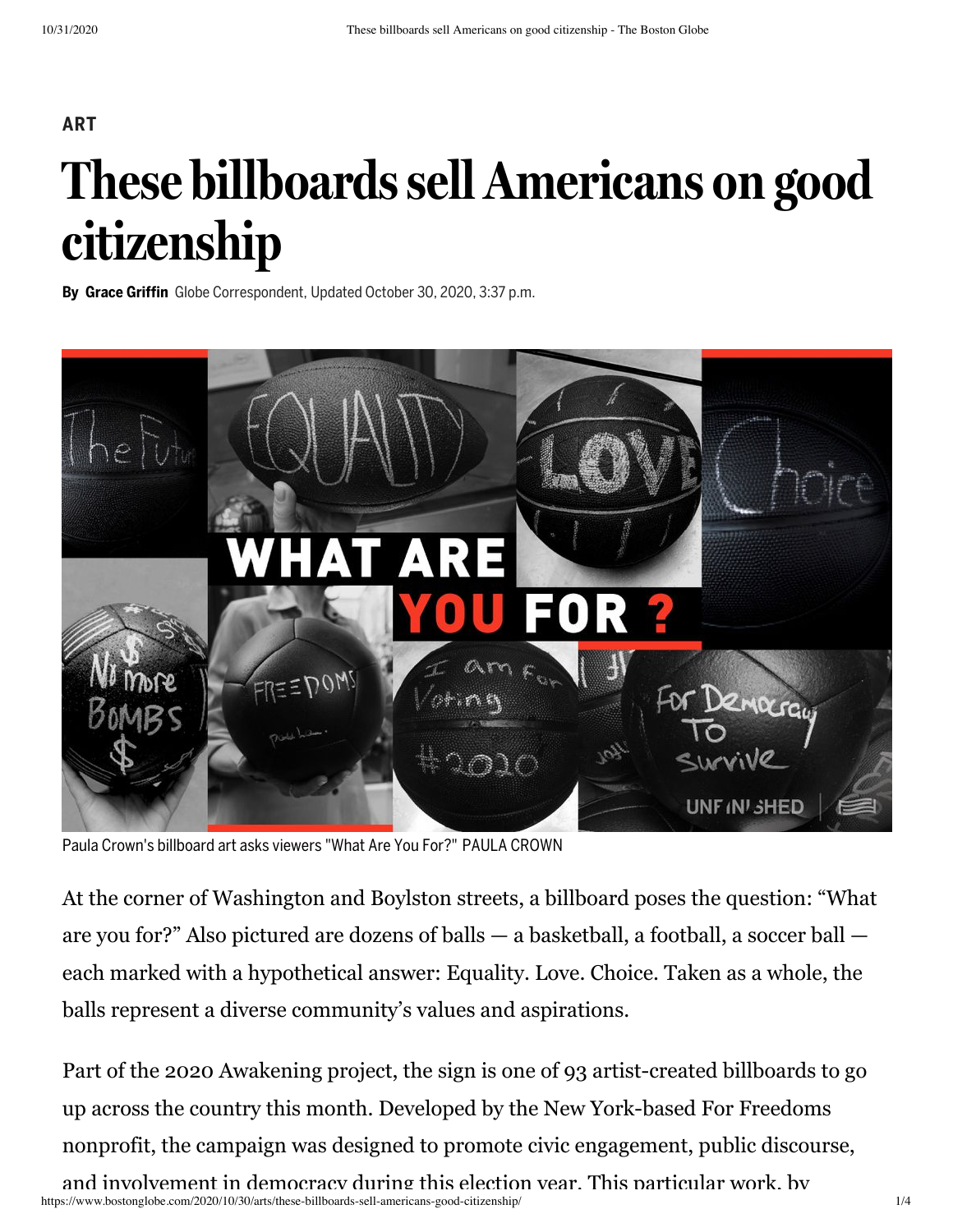ART

# These billboards sell Americans on good citizenship

**By Grace Griffin** Globe Correspondent, Updated October 30, 2020, 3:37 p.m.

Paula Crown's billboard art asks viewers "What Are You For?" PAULA CROWN

At the corner of Washington and Boylston streets, a billboard poses the question: "What are you for?" Also pictured are dozens of balls — a basketball, a football, a soccer ball — each marked with a hypothetical answer: Equality. Love. Choice. Taken as a whole, the balls represent a diverse community's values and aspirations.

Part of the 2020 Awakening project, the sign is one of 93 artist-created billboards to go up across the country this month. Developed by the New York-based For Freedoms nonprofit, the campaign was designed to promote civic engagement, public discourse, and involvement in democracy during this election year. This particular work, by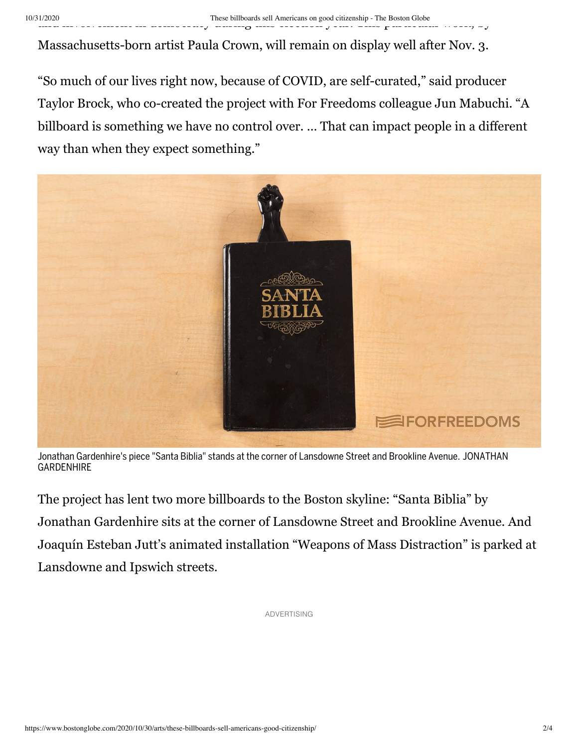Massachusetts-born artist Paula Crown, will remain on display well after Nov. 3.

"So much of our lives right now, because of COVID, are self-curated," said producer Taylor Brock, who co-created the project with For Freedoms colleague Jun Mabuchi. "A billboard is something we have no control over. ... That can impact people in a different way than when they expect something."

Jonathan Gardenhire's piece "Santa Biblia" stands at the corner of Lansdowne Street and Brookline Avenue. JONATHAN GARDENHIRE

The project has lent two more billboards to the Boston skyline: "Santa Biblia" by Jonathan Gardenhire sits at the corner of Lansdowne Street and Brookline Avenue. And Joaquín Esteban Jutt's animated installation "Weapons of Mass Distraction" is parked at Lansdowne and Ipswich streets.

ADVERTISING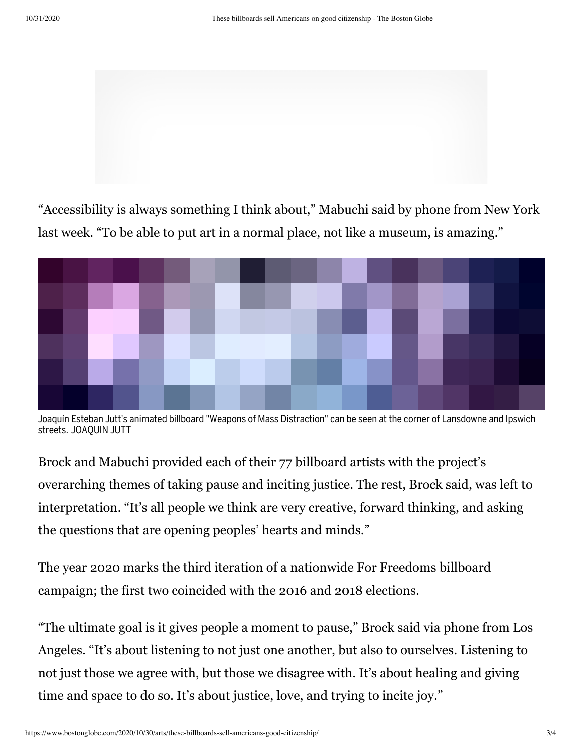"Accessibility is always something I think about," Mabuchi said by phone from New York last week. "To be able to put art in a normal place, not like a museum, is amazing."

Joaquín Esteban Jutt's animated billboard "Weapons of Mass Distraction" can be seen at the corner of Lansdowne and Ipswich streets. JOAQUIN JUTT

Brock and Mabuchi provided each of their 77 billboard artists with the project's overarching themes of taking pause and inciting justice. The rest, Brock said, was left to interpretation. "It's all people we think are very creative, forward thinking, and asking the questions that are opening peoples' hearts and minds."

The year 2020 marks the third iteration of a nationwide For Freedoms billboard campaign; the first two coincided with the 2016 and 2018 elections.

"The ultimate goal is it gives people a moment to pause," Brock said via phone from Los Angeles. "It's about listening to not just one another, but also to ourselves. Listening to not just those we agree with, but those we disagree with. It's about healing and giving time and space to do so. It's about justice, love, and trying to incite joy."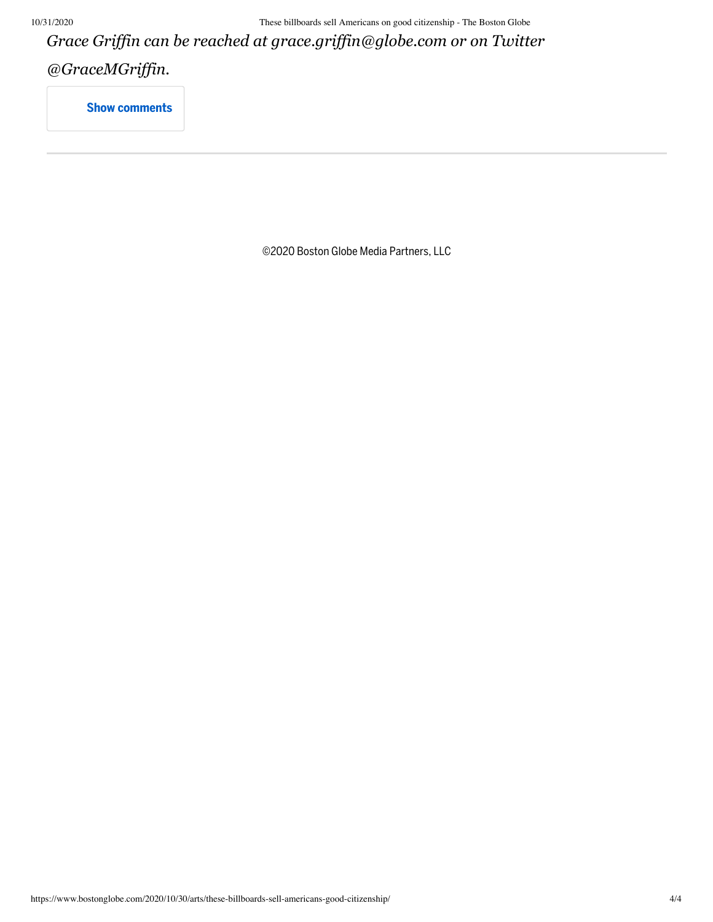*Grace Griffin can be reached at grace.griffin@globe.com or on Twitter @GraceMGriffin.*

Show comments

---

©2020 Boston Globe Media Partners, LLC